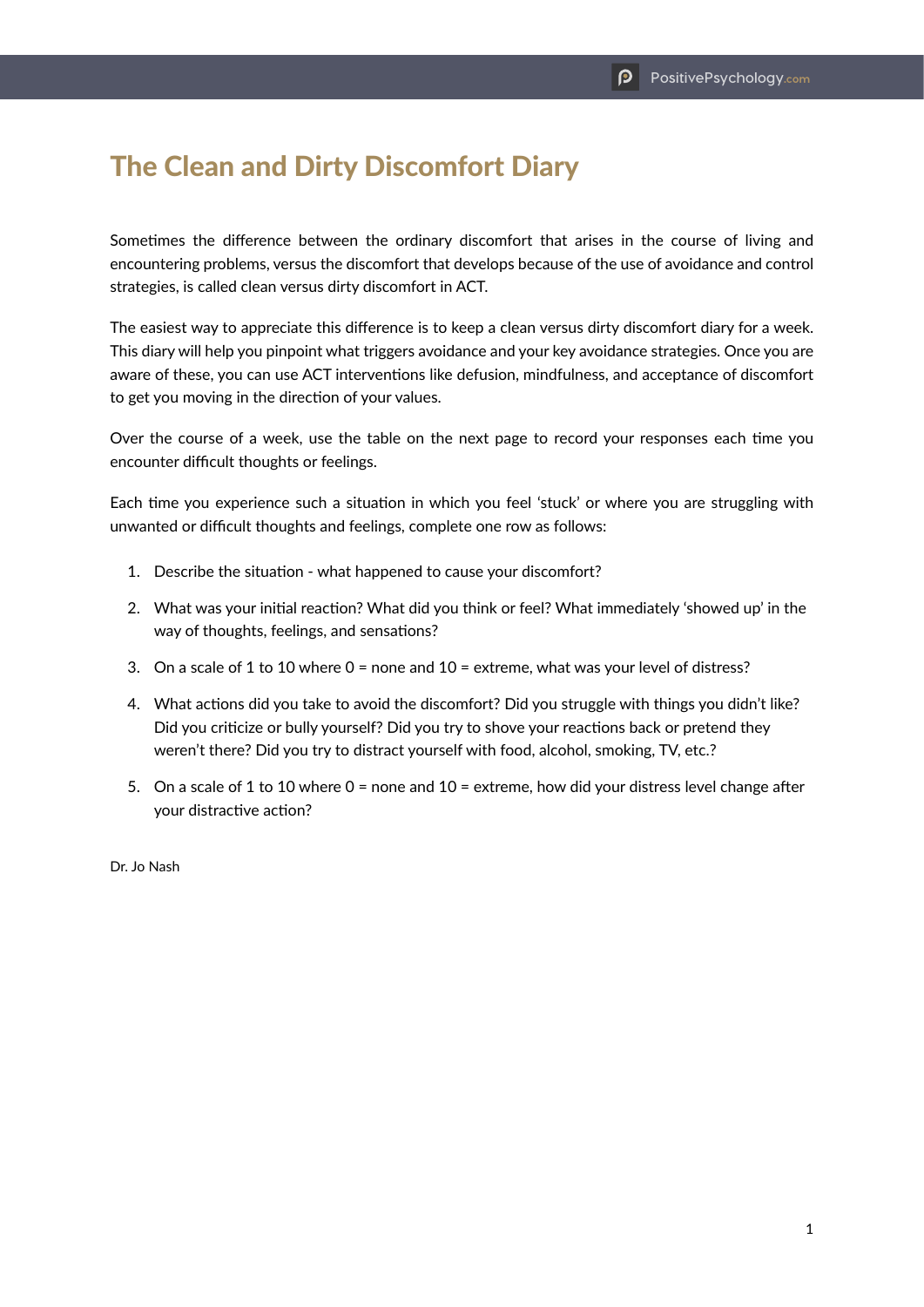# The Clean and Dirty Discomfort Diary

Sometimes the difference between the ordinary discomfort that arises in the course of living and encountering problems, versus the discomfort that develops because of the use of avoidance and control strategies, is called clean versus dirty discomfort in ACT.

The easiest way to appreciate this difference is to keep a clean versus dirty discomfort diary for a week. This diary will help you pinpoint what triggers avoidance and your key avoidance strategies. Once you are aware of these, you can use ACT interventions like defusion, mindfulness, and acceptance of discomfort to get you moving in the direction of your values.

Over the course of a week, use the table on the next page to record your responses each time you encounter difficult thoughts or feelings.

Each time you experience such a situation in which you feel 'stuck' or where you are struggling with unwanted or difficult thoughts and feelings, complete one row as follows:

1. Describe the situation - what happened to cause your discomfort?
2. What was your initial reaction? What did you think or feel? What immediately 'showed up' in the way of thoughts, feelings, and sensations?
3. On a scale of 1 to 10 where 0 = none and 10 = extreme, what was your level of distress?
4. What actions did you take to avoid the discomfort? Did you struggle with things you didn't like? Did you criticize or bully yourself? Did you try to shove your reactions back or pretend they weren't there? Did you try to distract yourself with food, alcohol, smoking, TV, etc.?
5. On a scale of 1 to 10 where 0 = none and 10 = extreme, how did your distress level change after your distractive action?

Dr. Jo Nash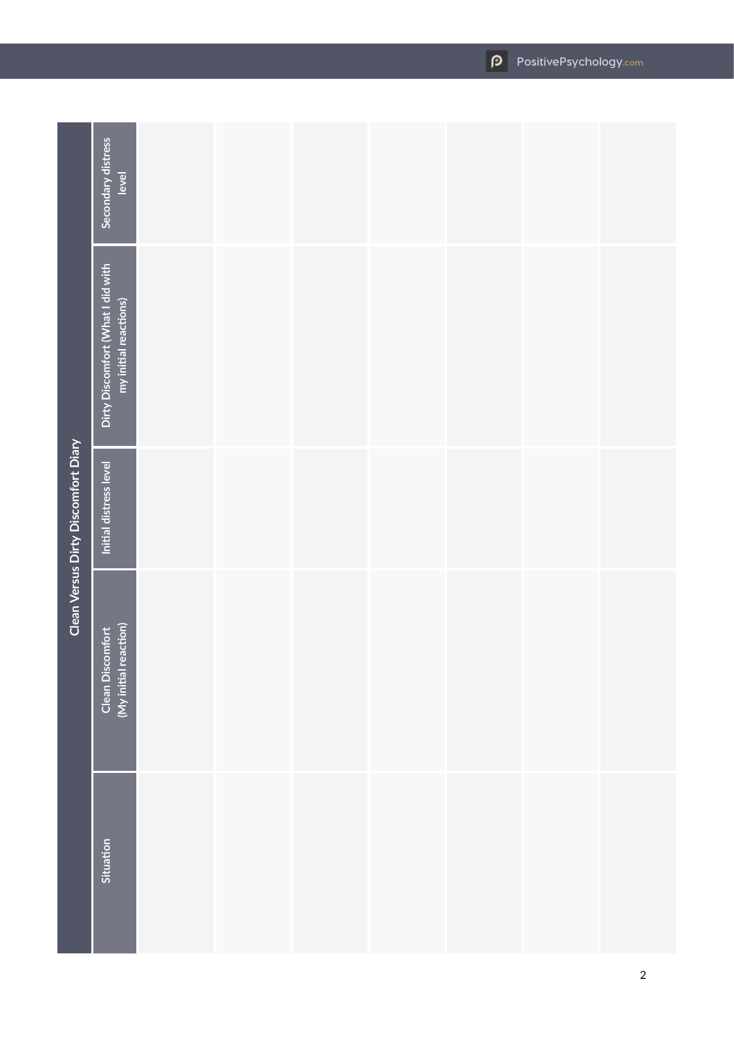## Clean Versus Dirty Discomfort Diary

| Situation | Clean Discomfort (My initial reaction) | Initial distress level | Dirty Discomfort (What I did with my initial reactions) | Secondary distress level |
| --- | --- | --- | --- | --- |
| | | | | |
| | | | | |
| | | | | |
| | | | | |
| | | | | |
| | | | | |
| | | | | |